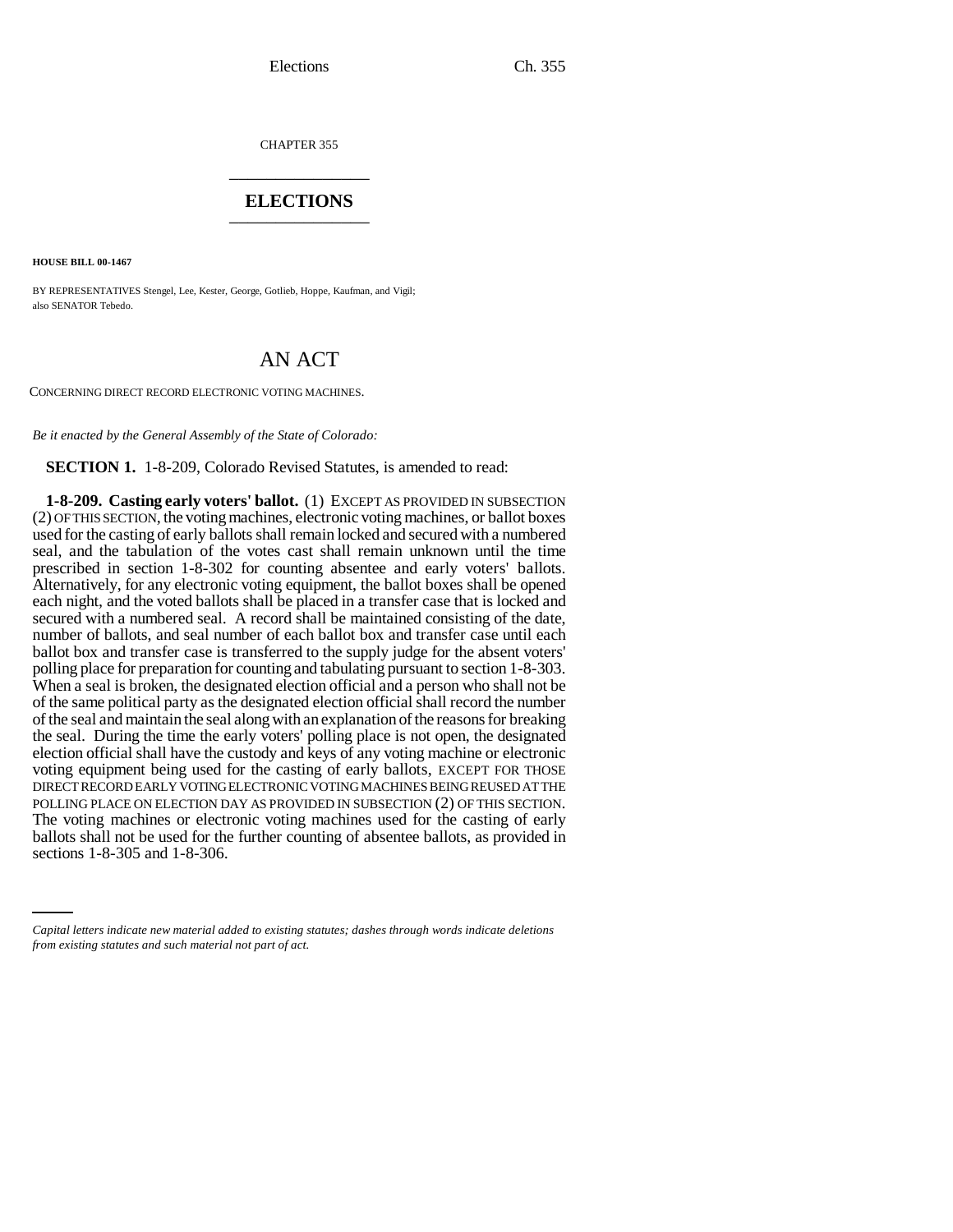CHAPTER 355

## ELECTIONS

**HOUSE BILL 00-1467**

BY REPRESENTATIVES Stengel, Lee, Kester, George, Gotlieb, Hoppe, Kaufman, and Vigil; also SENATOR Tebedo.

# AN ACT

CONCERNING DIRECT RECORD ELECTRONIC VOTING MACHINES.

*Be it enacted by the General Assembly of the State of Colorado:*

**SECTION 1.** 1-8-209, Colorado Revised Statutes, is amended to read:

**1-8-209. Casting early voters' ballot.** (1) EXCEPT AS PROVIDED IN SUBSECTION (2) OF THIS SECTION, the voting machines, electronic voting machines, or ballot boxes used for the casting of early ballots shall remain locked and secured with a numbered seal, and the tabulation of the votes cast shall remain unknown until the time prescribed in section 1-8-302 for counting absentee and early voters' ballots. Alternatively, for any electronic voting equipment, the ballot boxes shall be opened each night, and the voted ballots shall be placed in a transfer case that is locked and secured with a numbered seal. A record shall be maintained consisting of the date, number of ballots, and seal number of each ballot box and transfer case until each ballot box and transfer case is transferred to the supply judge for the absent voters' polling place for preparation for counting and tabulating pursuant to section 1-8-303. When a seal is broken, the designated election official and a person who shall not be of the same political party as the designated election official shall record the number of the seal and maintain the seal along with an explanation of the reasons for breaking the seal. During the time the early voters' polling place is not open, the designated election official shall have the custody and keys of any voting machine or electronic voting equipment being used for the casting of early ballots, EXCEPT FOR THOSE DIRECT RECORD EARLY VOTING ELECTRONIC VOTING MACHINES BEING REUSED AT THE POLLING PLACE ON ELECTION DAY AS PROVIDED IN SUBSECTION (2) OF THIS SECTION. The voting machines or electronic voting machines used for the casting of early ballots shall not be used for the further counting of absentee ballots, as provided in sections 1-8-305 and 1-8-306.

*Capital letters indicate new material added to existing statutes; dashes through words indicate deletions from existing statutes and such material not part of act.*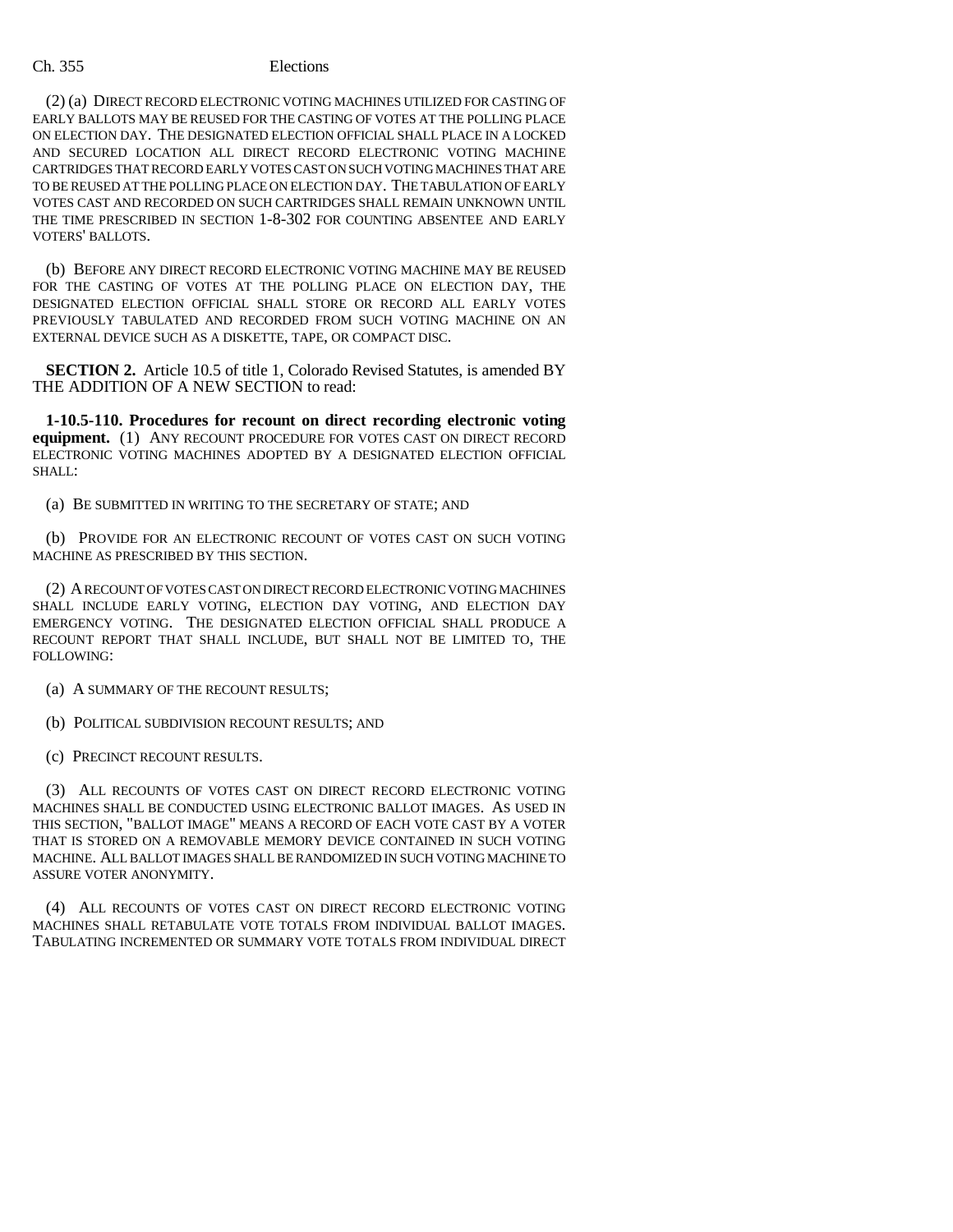(2) (a) DIRECT RECORD ELECTRONIC VOTING MACHINES UTILIZED FOR CASTING OF EARLY BALLOTS MAY BE REUSED FOR THE CASTING OF VOTES AT THE POLLING PLACE ON ELECTION DAY. THE DESIGNATED ELECTION OFFICIAL SHALL PLACE IN A LOCKED AND SECURED LOCATION ALL DIRECT RECORD ELECTRONIC VOTING MACHINE CARTRIDGES THAT RECORD EARLY VOTES CAST ON SUCH VOTING MACHINES THAT ARE TO BE REUSED AT THE POLLING PLACE ON ELECTION DAY. THE TABULATION OF EARLY VOTES CAST AND RECORDED ON SUCH CARTRIDGES SHALL REMAIN UNKNOWN UNTIL THE TIME PRESCRIBED IN SECTION 1-8-302 FOR COUNTING ABSENTEE AND EARLY VOTERS' BALLOTS.

(b) BEFORE ANY DIRECT RECORD ELECTRONIC VOTING MACHINE MAY BE REUSED FOR THE CASTING OF VOTES AT THE POLLING PLACE ON ELECTION DAY, THE DESIGNATED ELECTION OFFICIAL SHALL STORE OR RECORD ALL EARLY VOTES PREVIOUSLY TABULATED AND RECORDED FROM SUCH VOTING MACHINE ON AN EXTERNAL DEVICE SUCH AS A DISKETTE, TAPE, OR COMPACT DISC.

**SECTION 2.** Article 10.5 of title 1, Colorado Revised Statutes, is amended BY THE ADDITION OF A NEW SECTION to read:

**1-10.5-110. Procedures for recount on direct recording electronic voting equipment.** (1) ANY RECOUNT PROCEDURE FOR VOTES CAST ON DIRECT RECORD ELECTRONIC VOTING MACHINES ADOPTED BY A DESIGNATED ELECTION OFFICIAL SHALL:

(a) BE SUBMITTED IN WRITING TO THE SECRETARY OF STATE; AND

(b) PROVIDE FOR AN ELECTRONIC RECOUNT OF VOTES CAST ON SUCH VOTING MACHINE AS PRESCRIBED BY THIS SECTION.

(2) A RECOUNT OF VOTES CAST ON DIRECT RECORD ELECTRONIC VOTING MACHINES SHALL INCLUDE EARLY VOTING, ELECTION DAY VOTING, AND ELECTION DAY EMERGENCY VOTING. THE DESIGNATED ELECTION OFFICIAL SHALL PRODUCE A RECOUNT REPORT THAT SHALL INCLUDE, BUT SHALL NOT BE LIMITED TO, THE FOLLOWING:

(a) A SUMMARY OF THE RECOUNT RESULTS;

(b) POLITICAL SUBDIVISION RECOUNT RESULTS; AND

(c) PRECINCT RECOUNT RESULTS.

(3) ALL RECOUNTS OF VOTES CAST ON DIRECT RECORD ELECTRONIC VOTING MACHINES SHALL BE CONDUCTED USING ELECTRONIC BALLOT IMAGES. AS USED IN THIS SECTION, "BALLOT IMAGE" MEANS A RECORD OF EACH VOTE CAST BY A VOTER THAT IS STORED ON A REMOVABLE MEMORY DEVICE CONTAINED IN SUCH VOTING MACHINE. ALL BALLOT IMAGES SHALL BE RANDOMIZED IN SUCH VOTING MACHINE TO ASSURE VOTER ANONYMITY.

(4) ALL RECOUNTS OF VOTES CAST ON DIRECT RECORD ELECTRONIC VOTING MACHINES SHALL RETABULATE VOTE TOTALS FROM INDIVIDUAL BALLOT IMAGES. TABULATING INCREMENTED OR SUMMARY VOTE TOTALS FROM INDIVIDUAL DIRECT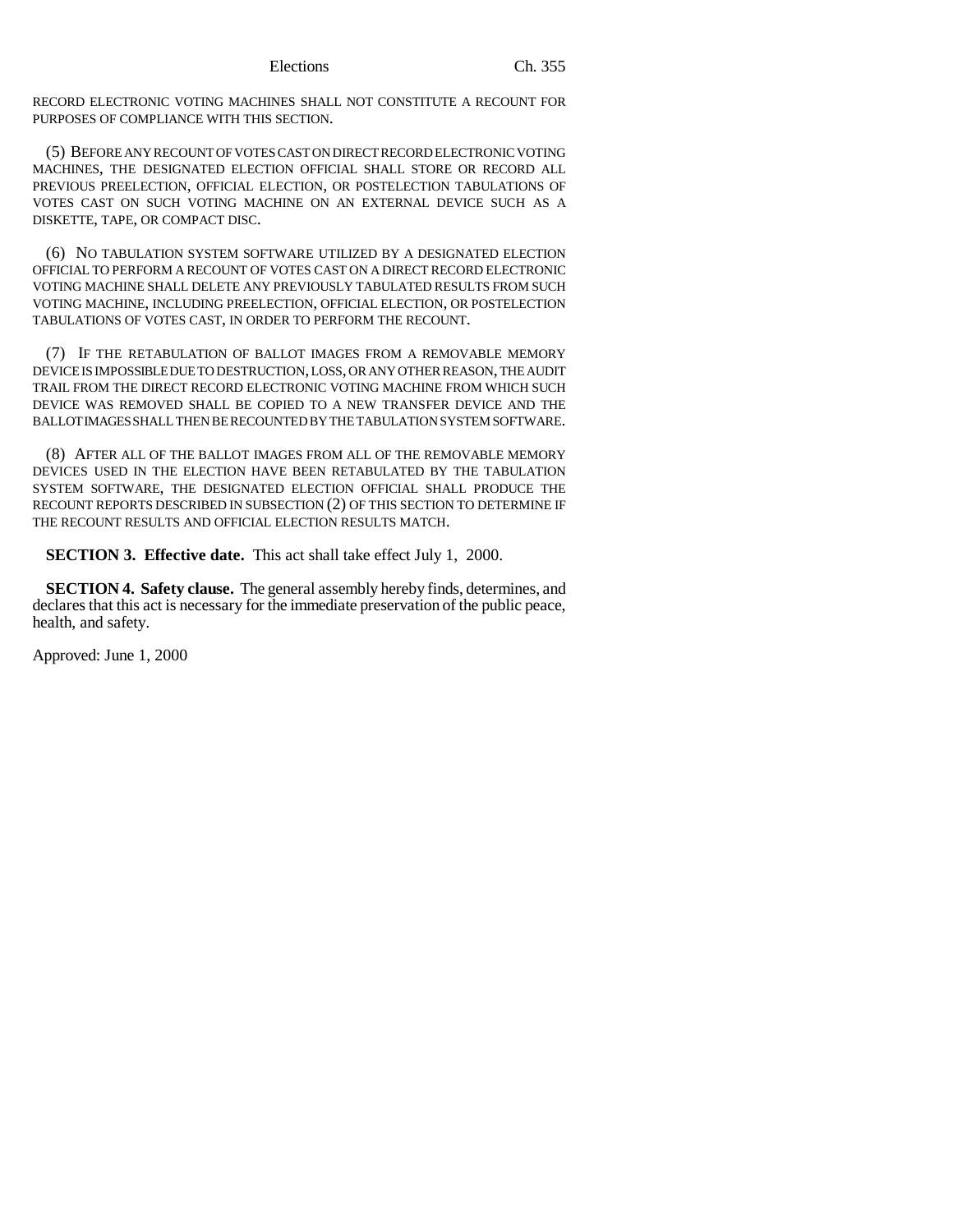RECORD ELECTRONIC VOTING MACHINES SHALL NOT CONSTITUTE A RECOUNT FOR PURPOSES OF COMPLIANCE WITH THIS SECTION.

(5) BEFORE ANY RECOUNT OF VOTES CAST ON DIRECT RECORD ELECTRONIC VOTING MACHINES, THE DESIGNATED ELECTION OFFICIAL SHALL STORE OR RECORD ALL PREVIOUS PREELECTION, OFFICIAL ELECTION, OR POSTELECTION TABULATIONS OF VOTES CAST ON SUCH VOTING MACHINE ON AN EXTERNAL DEVICE SUCH AS A DISKETTE, TAPE, OR COMPACT DISC.

(6) NO TABULATION SYSTEM SOFTWARE UTILIZED BY A DESIGNATED ELECTION OFFICIAL TO PERFORM A RECOUNT OF VOTES CAST ON A DIRECT RECORD ELECTRONIC VOTING MACHINE SHALL DELETE ANY PREVIOUSLY TABULATED RESULTS FROM SUCH VOTING MACHINE, INCLUDING PREELECTION, OFFICIAL ELECTION, OR POSTELECTION TABULATIONS OF VOTES CAST, IN ORDER TO PERFORM THE RECOUNT.

(7) IF THE RETABULATION OF BALLOT IMAGES FROM A REMOVABLE MEMORY DEVICE IS IMPOSSIBLE DUE TO DESTRUCTION, LOSS, OR ANY OTHER REASON, THE AUDIT TRAIL FROM THE DIRECT RECORD ELECTRONIC VOTING MACHINE FROM WHICH SUCH DEVICE WAS REMOVED SHALL BE COPIED TO A NEW TRANSFER DEVICE AND THE BALLOT IMAGES SHALL THEN BE RECOUNTED BY THE TABULATION SYSTEM SOFTWARE.

(8) AFTER ALL OF THE BALLOT IMAGES FROM ALL OF THE REMOVABLE MEMORY DEVICES USED IN THE ELECTION HAVE BEEN RETABULATED BY THE TABULATION SYSTEM SOFTWARE, THE DESIGNATED ELECTION OFFICIAL SHALL PRODUCE THE RECOUNT REPORTS DESCRIBED IN SUBSECTION (2) OF THIS SECTION TO DETERMINE IF THE RECOUNT RESULTS AND OFFICIAL ELECTION RESULTS MATCH.

**SECTION 3. Effective date.** This act shall take effect July 1, 2000.

**SECTION 4. Safety clause.** The general assembly hereby finds, determines, and declares that this act is necessary for the immediate preservation of the public peace, health, and safety.

Approved: June 1, 2000